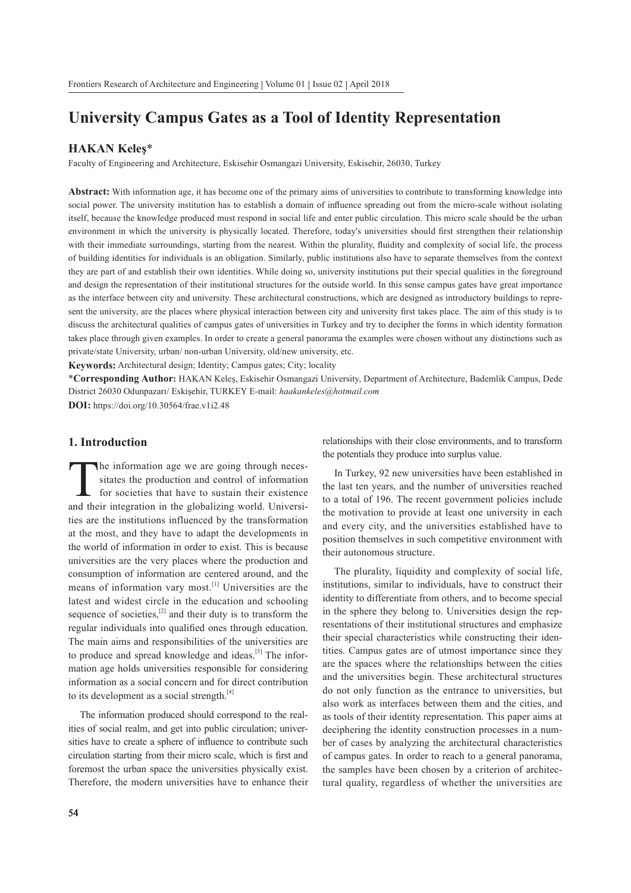# University Campus Gates as a Tool of Identity Representation

**HAKAN Keleş***

Faculty of Engineering and Architecture, Eskisehir Osmangazi University, Eskisehir, 26030, Turkey

**Abstract:** With information age, it has become one of the primary aims of universities to contribute to transforming knowledge into social power. The university institution has to establish a domain of influence spreading out from the micro-scale without isolating itself, because the knowledge produced must respond in social life and enter public circulation. This micro scale should be the urban environment in which the university is physically located. Therefore, today's universities should first strengthen their relationship with their immediate surroundings, starting from the nearest. Within the plurality, fluidity and complexity of social life, the process of building identities for individuals is an obligation. Similarly, public institutions also have to separate themselves from the context they are part of and establish their own identities. While doing so, university institutions put their special qualities in the foreground and design the representation of their institutional structures for the outside world. In this sense campus gates have great importance as the interface between city and university. These architectural constructions, which are designed as introductory buildings to represent the university, are the places where physical interaction between city and university first takes place. The aim of this study is to discuss the architectural qualities of campus gates of universities in Turkey and try to decipher the forms in which identity formation takes place through given examples. In order to create a general panorama the examples were chosen without any distinctions such as private/state University, urban/ non-urban University, old/new university, etc.

**Keywords:** Architectural design; Identity; Campus gates; City; locality

***Corresponding Author:** HAKAN Keleş, Eskisehir Osmangazi University, Department of Architecture, Bademlik Campus, Dede District 26030 Odunpazarı/ Eskişehir, TURKEY E-mail: *haakankeles@hotmail.com*

**DOI:** https://doi.org/10.30564/frae.v1i2.48

## 1. Introduction

The information age we are going through necessitates the production and control of information for societies that have to sustain their existence and their integration in the globalizing world. Universities are the institutions influenced by the transformation at the most, and they have to adapt the developments in the world of information in order to exist. This is because universities are the very places where the production and consumption of information are centered around, and the means of information vary most.[1] Universities are the latest and widest circle in the education and schooling sequence of societies,[2] and their duty is to transform the regular individuals into qualified ones through education. The main aims and responsibilities of the universities are to produce and spread knowledge and ideas.[3] The information age holds universities responsible for considering information as a social concern and for direct contribution to its development as a social strength.[4]

The information produced should correspond to the realities of social realm, and get into public circulation; universities have to create a sphere of influence to contribute such circulation starting from their micro scale, which is first and foremost the urban space the universities physically exist. Therefore, the modern universities have to enhance their relationships with their close environments, and to transform the potentials they produce into surplus value.

In Turkey, 92 new universities have been established in the last ten years, and the number of universities reached to a total of 196. The recent government policies include the motivation to provide at least one university in each and every city, and the universities established have to position themselves in such competitive environment with their autonomous structure.

The plurality, liquidity and complexity of social life, institutions, similar to individuals, have to construct their identity to differentiate from others, and to become special in the sphere they belong to. Universities design the representations of their institutional structures and emphasize their special characteristics while constructing their identities. Campus gates are of utmost importance since they are the spaces where the relationships between the cities and the universities begin. These architectural structures do not only function as the entrance to universities, but also work as interfaces between them and the cities, and as tools of their identity representation. This paper aims at deciphering the identity construction processes in a number of cases by analyzing the architectural characteristics of campus gates. In order to reach to a general panorama, the samples have been chosen by a criterion of architectural quality, regardless of whether the universities are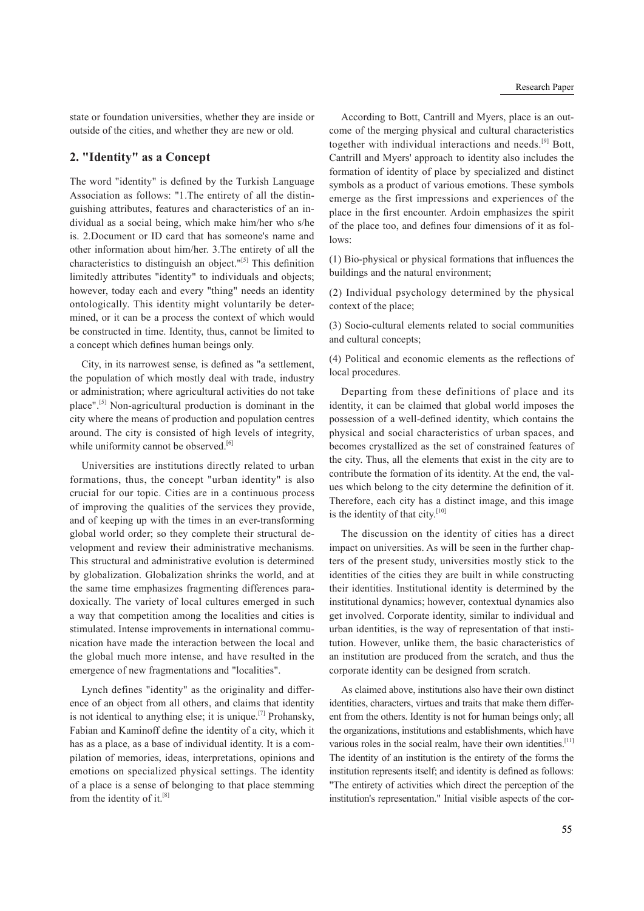state or foundation universities, whether they are inside or outside of the cities, and whether they are new or old.

## 2. "Identity" as a Concept

The word "identity" is defined by the Turkish Language Association as follows: "1.The entirety of all the distinguishing attributes, features and characteristics of an individual as a social being, which make him/her who s/he is. 2.Document or ID card that has someone's name and other information about him/her. 3.The entirety of all the characteristics to distinguish an object."[5] This definition limitedly attributes "identity" to individuals and objects; however, today each and every "thing" needs an identity ontologically. This identity might voluntarily be determined, or it can be a process the context of which would be constructed in time. Identity, thus, cannot be limited to a concept which defines human beings only.

City, in its narrowest sense, is defined as "a settlement, the population of which mostly deal with trade, industry or administration; where agricultural activities do not take place".[5] Non-agricultural production is dominant in the city where the means of production and population centres around. The city is consisted of high levels of integrity, while uniformity cannot be observed.[6]

Universities are institutions directly related to urban formations, thus, the concept "urban identity" is also crucial for our topic. Cities are in a continuous process of improving the qualities of the services they provide, and of keeping up with the times in an ever-transforming global world order; so they complete their structural development and review their administrative mechanisms. This structural and administrative evolution is determined by globalization. Globalization shrinks the world, and at the same time emphasizes fragmenting differences paradoxically. The variety of local cultures emerged in such a way that competition among the localities and cities is stimulated. Intense improvements in international communication have made the interaction between the local and the global much more intense, and have resulted in the emergence of new fragmentations and "localities".

Lynch defines "identity" as the originality and difference of an object from all others, and claims that identity is not identical to anything else; it is unique.[7] Prohansky, Fabian and Kaminoff define the identity of a city, which it has as a place, as a base of individual identity. It is a compilation of memories, ideas, interpretations, opinions and emotions on specialized physical settings. The identity of a place is a sense of belonging to that place stemming from the identity of it.[8]

According to Bott, Cantrill and Myers, place is an outcome of the merging physical and cultural characteristics together with individual interactions and needs.[9] Bott, Cantrill and Myers' approach to identity also includes the formation of identity of place by specialized and distinct symbols as a product of various emotions. These symbols emerge as the first impressions and experiences of the place in the first encounter. Ardoin emphasizes the spirit of the place too, and defines four dimensions of it as follows:

(1) Bio-physical or physical formations that influences the buildings and the natural environment;

(2) Individual psychology determined by the physical context of the place;

(3) Socio-cultural elements related to social communities and cultural concepts;

(4) Political and economic elements as the reflections of local procedures.

Departing from these definitions of place and its identity, it can be claimed that global world imposes the possession of a well-defined identity, which contains the physical and social characteristics of urban spaces, and becomes crystallized as the set of constrained features of the city. Thus, all the elements that exist in the city are to contribute the formation of its identity. At the end, the values which belong to the city determine the definition of it. Therefore, each city has a distinct image, and this image is the identity of that city.[10]

The discussion on the identity of cities has a direct impact on universities. As will be seen in the further chapters of the present study, universities mostly stick to the identities of the cities they are built in while constructing their identities. Institutional identity is determined by the institutional dynamics; however, contextual dynamics also get involved. Corporate identity, similar to individual and urban identities, is the way of representation of that institution. However, unlike them, the basic characteristics of an institution are produced from the scratch, and thus the corporate identity can be designed from scratch.

As claimed above, institutions also have their own distinct identities, characters, virtues and traits that make them different from the others. Identity is not for human beings only; all the organizations, institutions and establishments, which have various roles in the social realm, have their own identities.[11] The identity of an institution is the entirety of the forms the institution represents itself; and identity is defined as follows: "The entirety of activities which direct the perception of the institution's representation." Initial visible aspects of the cor-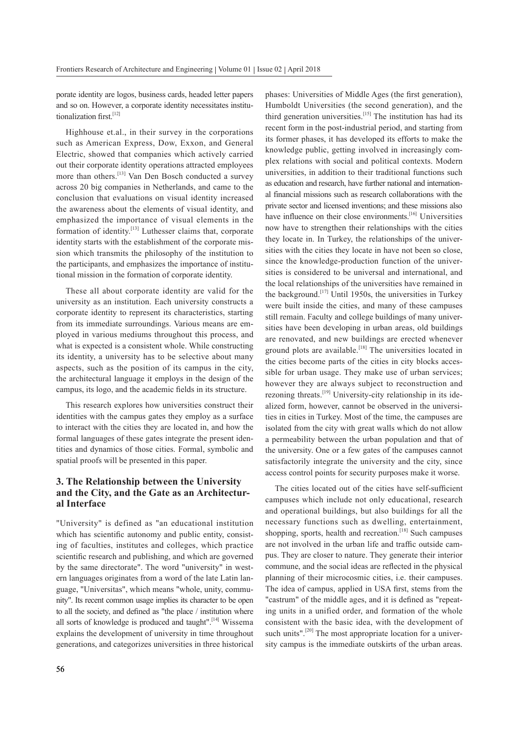porate identity are logos, business cards, headed letter papers and so on. However, a corporate identity necessitates institutionalization first.[12]

Highhouse et.al., in their survey in the corporations such as American Express, Dow, Exxon, and General Electric, showed that companies which actively carried out their corporate identity operations attracted employees more than others.[13] Van Den Bosch conducted a survey across 20 big companies in Netherlands, and came to the conclusion that evaluations on visual identity increased the awareness about the elements of visual identity, and emphasized the importance of visual elements in the formation of identity.[13] Luthesser claims that, corporate identity starts with the establishment of the corporate mission which transmits the philosophy of the institution to the participants, and emphasizes the importance of institutional mission in the formation of corporate identity.

These all about corporate identity are valid for the university as an institution. Each university constructs a corporate identity to represent its characteristics, starting from its immediate surroundings. Various means are employed in various mediums throughout this process, and what is expected is a consistent whole. While constructing its identity, a university has to be selective about many aspects, such as the position of its campus in the city, the architectural language it employs in the design of the campus, its logo, and the academic fields in its structure.

This research explores how universities construct their identities with the campus gates they employ as a surface to interact with the cities they are located in, and how the formal languages of these gates integrate the present identities and dynamics of those cities. Formal, symbolic and spatial proofs will be presented in this paper.

## 3. The Relationship between the University and the City, and the Gate as an Architectural Interface

"University" is defined as "an educational institution which has scientific autonomy and public entity, consisting of faculties, institutes and colleges, which practice scientific research and publishing, and which are governed by the same directorate". The word "university" in western languages originates from a word of the late Latin language, "Universitas", which means "whole, unity, community". Its recent common usage implies its character to be open to all the society, and defined as "the place / institution where all sorts of knowledge is produced and taught".[14] Wissema explains the development of university in time throughout generations, and categorizes universities in three historical phases: Universities of Middle Ages (the first generation), Humboldt Universities (the second generation), and the third generation universities.[15] The institution has had its recent form in the post-industrial period, and starting from its former phases, it has developed its efforts to make the knowledge public, getting involved in increasingly complex relations with social and political contexts. Modern universities, in addition to their traditional functions such as education and research, have further national and international financial missions such as research collaborations with the private sector and licensed inventions; and these missions also have influence on their close environments.[16] Universities now have to strengthen their relationships with the cities they locate in. In Turkey, the relationships of the universities with the cities they locate in have not been so close, since the knowledge-production function of the universities is considered to be universal and international, and the local relationships of the universities have remained in the background.[17] Until 1950s, the universities in Turkey were built inside the cities, and many of these campuses still remain. Faculty and college buildings of many universities have been developing in urban areas, old buildings are renovated, and new buildings are erected whenever ground plots are available.[18] The universities located in the cities become parts of the cities in city blocks accessible for urban usage. They make use of urban services; however they are always subject to reconstruction and rezoning threats.[19] University-city relationship in its idealized form, however, cannot be observed in the universities in cities in Turkey. Most of the time, the campuses are isolated from the city with great walls which do not allow a permeability between the urban population and that of the university. One or a few gates of the campuses cannot satisfactorily integrate the university and the city, since access control points for security purposes make it worse.

The cities located out of the cities have self-sufficient campuses which include not only educational, research and operational buildings, but also buildings for all the necessary functions such as dwelling, entertainment, shopping, sports, health and recreation.[18] Such campuses are not involved in the urban life and traffic outside campus. They are closer to nature. They generate their interior commune, and the social ideas are reflected in the physical planning of their microcosmic cities, i.e. their campuses. The idea of campus, applied in USA first, stems from the "castrum" of the middle ages, and it is defined as "repeating units in a unified order, and formation of the whole consistent with the basic idea, with the development of such units".[20] The most appropriate location for a university campus is the immediate outskirts of the urban areas.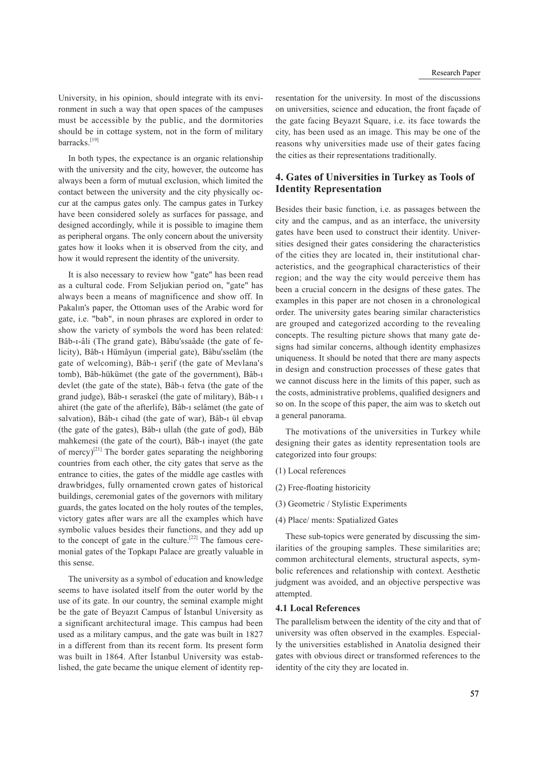University, in his opinion, should integrate with its environment in such a way that open spaces of the campuses must be accessible by the public, and the dormitories should be in cottage system, not in the form of military barracks.[19]

In both types, the expectance is an organic relationship with the university and the city, however, the outcome has always been a form of mutual exclusion, which limited the contact between the university and the city physically occur at the campus gates only. The campus gates in Turkey have been considered solely as surfaces for passage, and designed accordingly, while it is possible to imagine them as peripheral organs. The only concern about the university gates how it looks when it is observed from the city, and how it would represent the identity of the university.

It is also necessary to review how "gate" has been read as a cultural code. From Seljukian period on, "gate" has always been a means of magnificence and show off. In Pakalın's paper, the Ottoman uses of the Arabic word for gate, i.e. "bab", in noun phrases are explored in order to show the variety of symbols the word has been related: Bâb-ı-âli (The grand gate), Bâbu'ssaâde (the gate of felicity), Bâb-ı Hümâyun (imperial gate), Bâbu'sselâm (the gate of welcoming), Bâb-ı şerif (the gate of Mevlana's tomb), Bâb-hükümet (the gate of the government), Bâb-ı devlet (the gate of the state), Bâb-ı fetva (the gate of the grand judge), Bâb-ı seraskeî (the gate of military), Bâb-ı ı ahiret (the gate of the afterlife), Bâb-ı selâmet (the gate of salvation), Bâb-ı cihad (the gate of war), Bâb-ı ül ebvap (the gate of the gates), Bâb-ı ullah (the gate of god), Bâb mahkemesi (the gate of the court), Bâb-ı inayet (the gate of mercy)[21] The border gates separating the neighboring countries from each other, the city gates that serve as the entrance to cities, the gates of the middle age castles with drawbridges, fully ornamented crown gates of historical buildings, ceremonial gates of the governors with military guards, the gates located on the holy routes of the temples, victory gates after wars are all the examples which have symbolic values besides their functions, and they add up to the concept of gate in the culture.[22] The famous ceremonial gates of the Topkapı Palace are greatly valuable in this sense.

The university as a symbol of education and knowledge seems to have isolated itself from the outer world by the use of its gate. In our country, the seminal example might be the gate of Beyazıt Campus of İstanbul University as a significant architectural image. This campus had been used as a military campus, and the gate was built in 1827 in a different from than its recent form. Its present form was built in 1864. After İstanbul University was established, the gate became the unique element of identity representation for the university. In most of the discussions on universities, science and education, the front façade of the gate facing Beyazıt Square, i.e. its face towards the city, has been used as an image. This may be one of the reasons why universities made use of their gates facing the cities as their representations traditionally.

## 4. Gates of Universities in Turkey as Tools of Identity Representation

Besides their basic function, i.e. as passages between the city and the campus, and as an interface, the university gates have been used to construct their identity. Universities designed their gates considering the characteristics of the cities they are located in, their institutional characteristics, and the geographical characteristics of their region; and the way the city would perceive them has been a crucial concern in the designs of these gates. The examples in this paper are not chosen in a chronological order. The university gates bearing similar characteristics are grouped and categorized according to the revealing concepts. The resulting picture shows that many gate designs had similar concerns, although identity emphasizes uniqueness. It should be noted that there are many aspects in design and construction processes of these gates that we cannot discuss here in the limits of this paper, such as the costs, administrative problems, qualified designers and so on. In the scope of this paper, the aim was to sketch out a general panorama.

The motivations of the universities in Turkey while designing their gates as identity representation tools are categorized into four groups:

(1) Local references

(2) Free-floating historicity

(3) Geometric / Stylistic Experiments

(4) Place/ ments: Spatialized Gates

These sub-topics were generated by discussing the similarities of the grouping samples. These similarities are; common architectural elements, structural aspects, symbolic references and relationship with context. Aesthetic judgment was avoided, and an objective perspective was attempted.

### 4.1 Local References

The parallelism between the identity of the city and that of university was often observed in the examples. Especially the universities established in Anatolia designed their gates with obvious direct or transformed references to the identity of the city they are located in.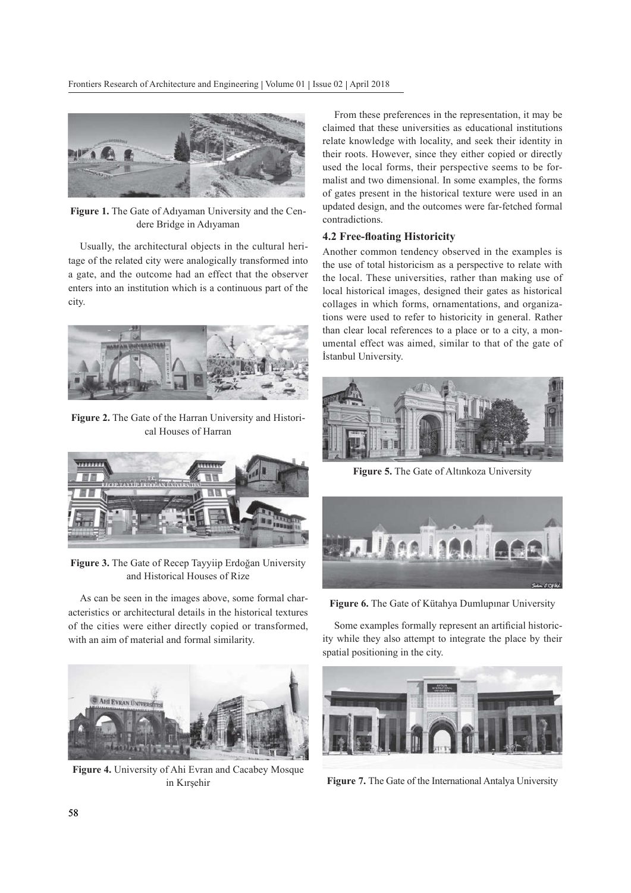Figure 1. The Gate of Adıyaman University and the Cendere Bridge in Adıyaman

Usually, the architectural objects in the cultural heritage of the related city were analogically transformed into a gate, and the outcome had an effect that the observer enters into an institution which is a continuous part of the city.

Figure 2. The Gate of the Harran University and Historical Houses of Harran

Figure 3. The Gate of Recep Tayyiip Erdoğan University and Historical Houses of Rize

As can be seen in the images above, some formal characteristics or architectural details in the historical textures of the cities were either directly copied or transformed, with an aim of material and formal similarity.

Figure 4. University of Ahi Evran and Cacabey Mosque in Kırşehir

From these preferences in the representation, it may be claimed that these universities as educational institutions relate knowledge with locality, and seek their identity in their roots. However, since they either copied or directly used the local forms, their perspective seems to be formalist and two dimensional. In some examples, the forms of gates present in the historical texture were used in an updated design, and the outcomes were far-fetched formal contradictions.

### 4.2 Free-floating Historicity

Another common tendency observed in the examples is the use of total historicism as a perspective to relate with the local. These universities, rather than making use of local historical images, designed their gates as historical collages in which forms, ornamentations, and organizations were used to refer to historicity in general. Rather than clear local references to a place or to a city, a monumental effect was aimed, similar to that of the gate of İstanbul University.

Figure 5. The Gate of Altınkoza University

Figure 6. The Gate of Kütahya Dumlupınar University

Some examples formally represent an artificial historicity while they also attempt to integrate the place by their spatial positioning in the city.

Figure 7. The Gate of the International Antalya University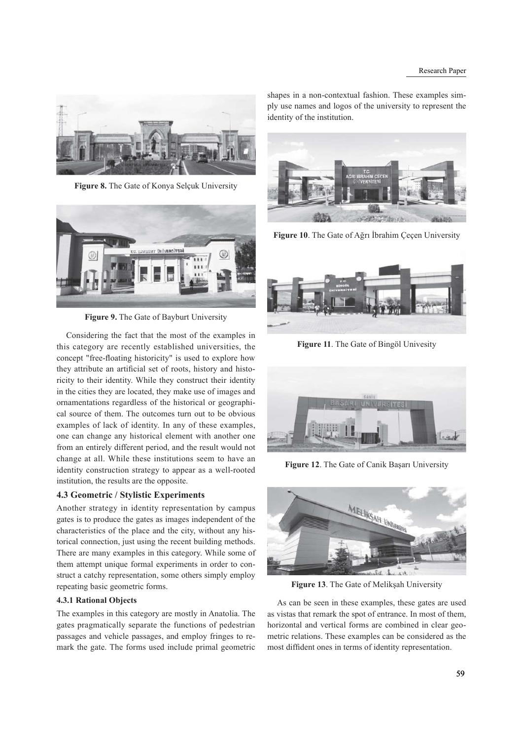Figure 8. The Gate of Konya Selçuk University

Figure 9. The Gate of Bayburt University

Considering the fact that the most of the examples in this category are recently established universities, the concept "free-floating historicity" is used to explore how they attribute an artificial set of roots, history and historicity to their identity. While they construct their identity in the cities they are located, they make use of images and ornamentations regardless of the historical or geographical source of them. The outcomes turn out to be obvious examples of lack of identity. In any of these examples, one can change any historical element with another one from an entirely different period, and the result would not change at all. While these institutions seem to have an identity construction strategy to appear as a well-rooted institution, the results are the opposite.

### 4.3 Geometric / Stylistic Experiments

Another strategy in identity representation by campus gates is to produce the gates as images independent of the characteristics of the place and the city, without any historical connection, just using the recent building methods. There are many examples in this category. While some of them attempt unique formal experiments in order to construct a catchy representation, some others simply employ repeating basic geometric forms.

#### 4.3.1 Rational Objects

The examples in this category are mostly in Anatolia. The gates pragmatically separate the functions of pedestrian passages and vehicle passages, and employ fringes to remark the gate. The forms used include primal geometric shapes in a non-contextual fashion. These examples simply use names and logos of the university to represent the identity of the institution.

**Figure 10**. The Gate of Ağrı İbrahim Çeçen University

**Figure 11**. The Gate of Bingöl Univesity

**Figure 12**. The Gate of Canik Başarı University

**Figure 13**. The Gate of Melikşah University

As can be seen in these examples, these gates are used as vistas that remark the spot of entrance. In most of them, horizontal and vertical forms are combined in clear geometric relations. These examples can be considered as the most diffident ones in terms of identity representation.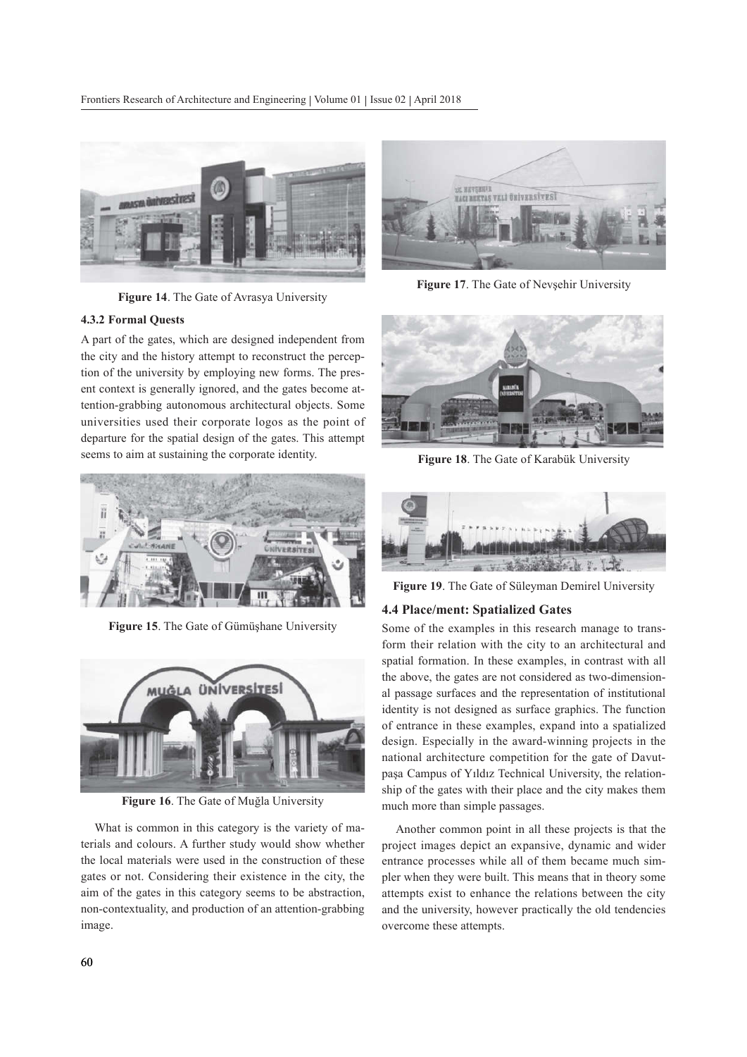Figure 14. The Gate of Avrasya University

### 4.3.2 Formal Quests

A part of the gates, which are designed independent from the city and the history attempt to reconstruct the perception of the university by employing new forms. The present context is generally ignored, and the gates become attention-grabbing autonomous architectural objects. Some universities used their corporate logos as the point of departure for the spatial design of the gates. This attempt seems to aim at sustaining the corporate identity.

Figure 15. The Gate of Gümüşhane University

Figure 16. The Gate of Muğla University

What is common in this category is the variety of materials and colours. A further study would show whether the local materials were used in the construction of these gates or not. Considering their existence in the city, the aim of the gates in this category seems to be abstraction, non-contextuality, and production of an attention-grabbing image.

Figure 17. The Gate of Nevşehir University

Figure 18. The Gate of Karabük University

Figure 19. The Gate of Süleyman Demirel University

## 4.4 Place/ment: Spatialized Gates

Some of the examples in this research manage to transform their relation with the city to an architectural and spatial formation. In these examples, in contrast with all the above, the gates are not considered as two-dimensional passage surfaces and the representation of institutional identity is not designed as surface graphics. The function of entrance in these examples, expand into a spatialized design. Especially in the award-winning projects in the national architecture competition for the gate of Davutpaşa Campus of Yıldız Technical University, the relationship of the gates with their place and the city makes them much more than simple passages.

Another common point in all these projects is that the project images depict an expansive, dynamic and wider entrance processes while all of them became much simpler when they were built. This means that in theory some attempts exist to enhance the relations between the city and the university, however practically the old tendencies overcome these attempts.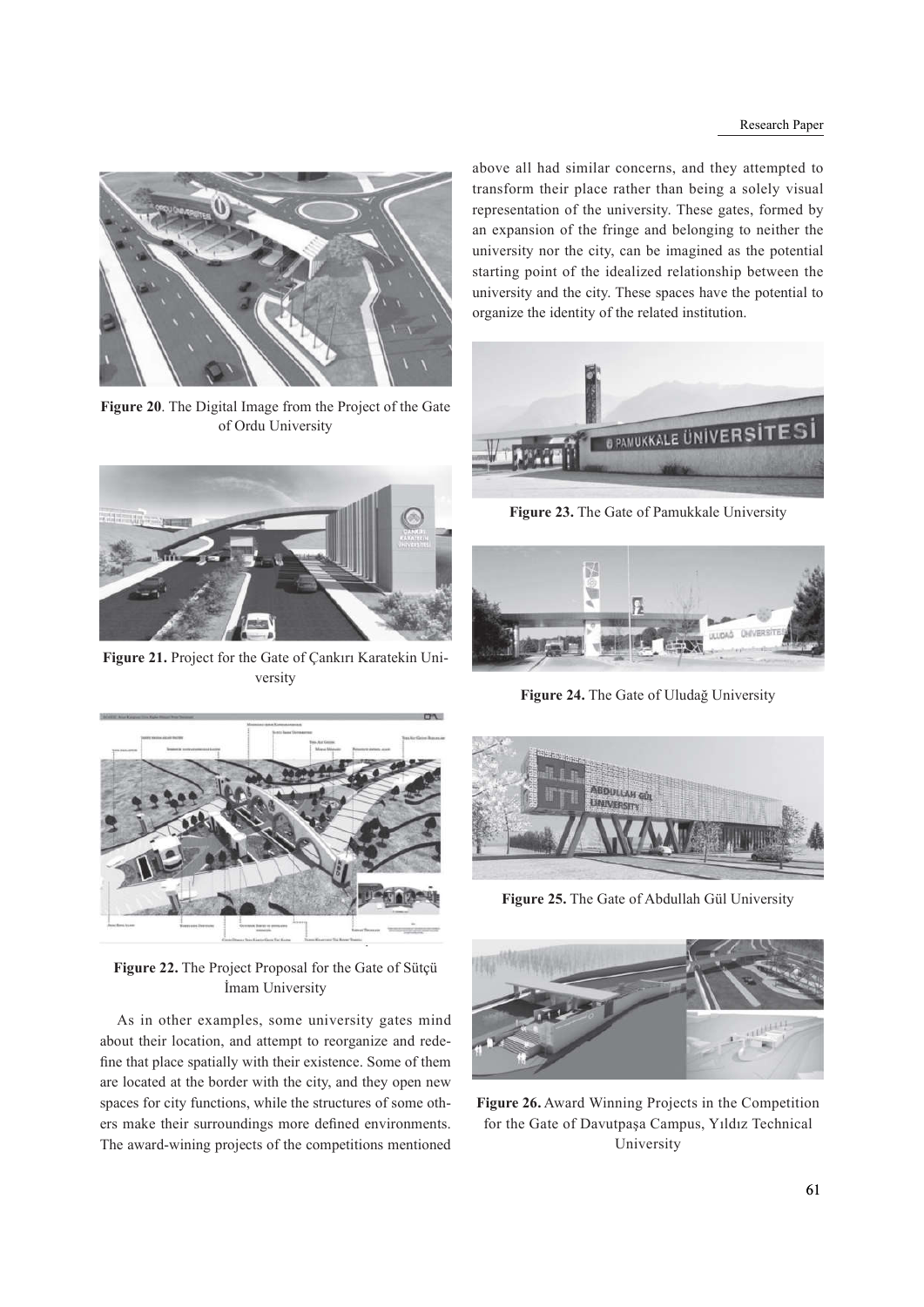Figure 20. The Digital Image from the Project of the Gate of Ordu University

Figure 21. Project for the Gate of Çankırı Karatekin University

Figure 22. The Project Proposal for the Gate of Sütçü İmam University

As in other examples, some university gates mind about their location, and attempt to reorganize and redefine that place spatially with their existence. Some of them are located at the border with the city, and they open new spaces for city functions, while the structures of some others make their surroundings more defined environments. The award-wining projects of the competitions mentioned above all had similar concerns, and they attempted to transform their place rather than being a solely visual representation of the university. These gates, formed by an expansion of the fringe and belonging to neither the university nor the city, can be imagined as the potential starting point of the idealized relationship between the university and the city. These spaces have the potential to organize the identity of the related institution.

Figure 23. The Gate of Pamukkale University

Figure 24. The Gate of Uludağ University

Figure 25. The Gate of Abdullah Gül University

Figure 26. Award Winning Projects in the Competition for the Gate of Davutpaşa Campus, Yıldız Technical University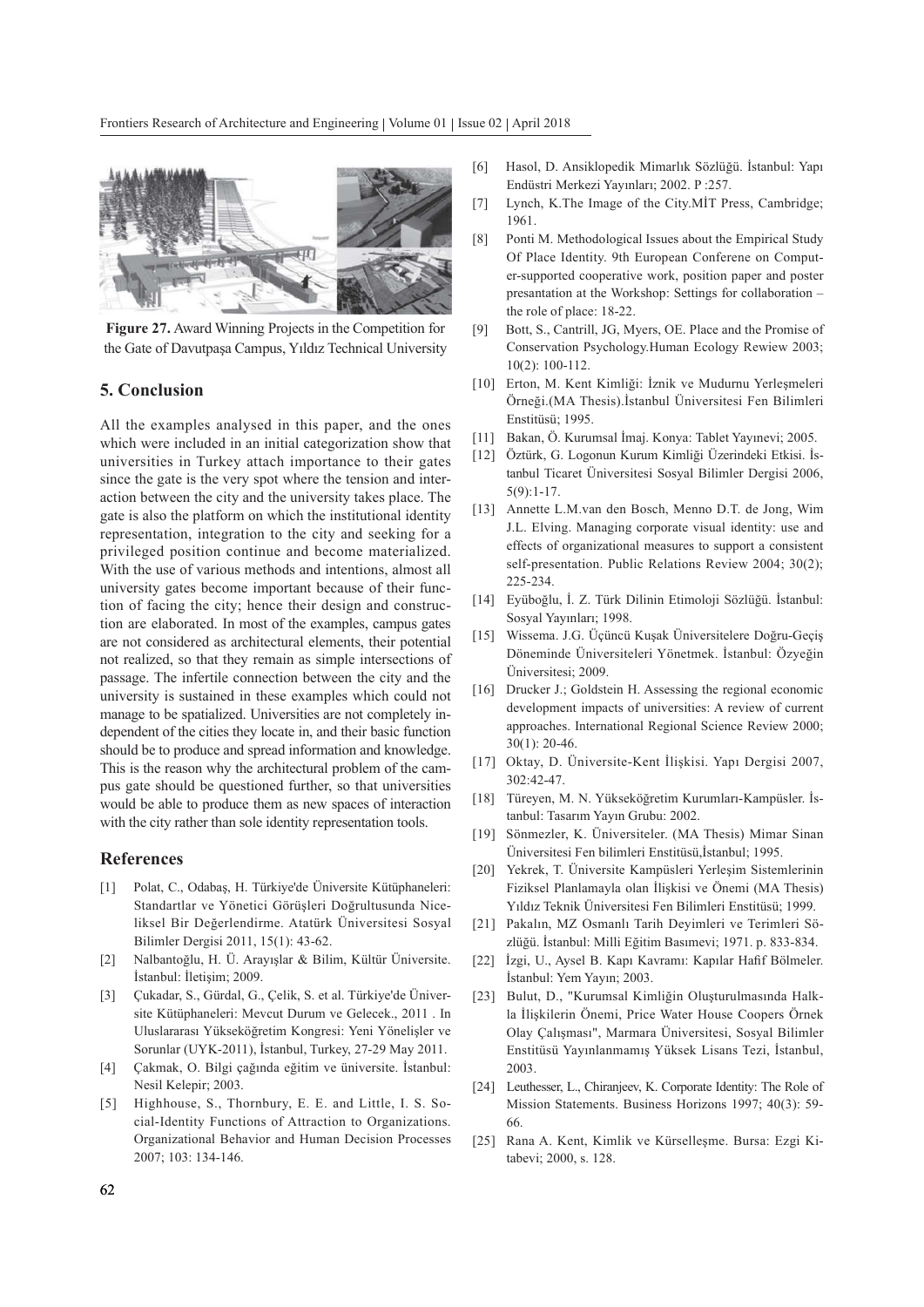**Figure 27.** Award Winning Projects in the Competition for the Gate of Davutpaşa Campus, Yıldız Technical University

## 5. Conclusion

All the examples analysed in this paper, and the ones which were included in an initial categorization show that universities in Turkey attach importance to their gates since the gate is the very spot where the tension and interaction between the city and the university takes place. The gate is also the platform on which the institutional identity representation, integration to the city and seeking for a privileged position continue and become materialized. With the use of various methods and intentions, almost all university gates become important because of their function of facing the city; hence their design and construction are elaborated. In most of the examples, campus gates are not considered as architectural elements, their potential not realized, so that they remain as simple intersections of passage. The infertile connection between the city and the university is sustained in these examples which could not manage to be spatialized. Universities are not completely independent of the cities they locate in, and their basic function should be to produce and spread information and knowledge. This is the reason why the architectural problem of the campus gate should be questioned further, so that universities would be able to produce them as new spaces of interaction with the city rather than sole identity representation tools.

## References

[1] Polat, C., Odabaş, H. Türkiye'de Üniversite Kütüphaneleri: Standartlar ve Yönetici Görüşleri Doğrultusunda Niceliksel Bir Değerlendirme. Atatürk Üniversitesi Sosyal Bilimler Dergisi 2011, 15(1): 43-62.

[2] Nalbantoğlu, H. Ü. Arayışlar & Bilim, Kültür Üniversite. İstanbul: İletişim; 2009.

[3] Çukadar, S., Gürdal, G., Çelik, S. et al. Türkiye'de Üniversite Kütüphaneleri: Mevcut Durum ve Gelecek., 2011 . In Uluslararası Yükseköğretim Kongresi: Yeni Yönelişler ve Sorunlar (UYK-2011), İstanbul, Turkey, 27-29 May 2011.

[4] Çakmak, O. Bilgi çağında eğitim ve üniversite. İstanbul: Nesil Kelepir; 2003.

[5] Highhouse, S., Thornbury, E. E. and Little, I. S. Social-Identity Functions of Attraction to Organizations. Organizational Behavior and Human Decision Processes 2007; 103: 134-146.

[6] Hasol, D. Ansiklopedik Mimarlık Sözlüğü. İstanbul: Yapı Endüstri Merkezi Yayınları; 2002. P :257.

[7] Lynch, K.The Image of the City.MİT Press, Cambridge; 1961.

[8] Ponti M. Methodological Issues about the Empirical Study Of Place Identity. 9th European Conferene on Computer-supported cooperative work, position paper and poster presantation at the Workshop: Settings for collaboration – the role of place: 18-22.

[9] Bott, S., Cantrill, JG, Myers, OE. Place and the Promise of Conservation Psychology.Human Ecology Rewiew 2003; 10(2): 100-112.

[10] Erton, M. Kent Kimliği: İznik ve Mudurnu Yerleşmeleri Örneği.(MA Thesis).İstanbul Üniversitesi Fen Bilimleri Enstitüsü; 1995.

[11] Bakan, Ö. Kurumsal İmaj. Konya: Tablet Yayınevi; 2005.

[12] Öztürk, G. Logonun Kurum Kimliği Üzerindeki Etkisi. İstanbul Ticaret Üniversitesi Sosyal Bilimler Dergisi 2006, 5(9):1-17.

[13] Annette L.M.van den Bosch, Menno D.T. de Jong, Wim J.L. Elving. Managing corporate visual identity: use and effects of organizational measures to support a consistent self-presentation. Public Relations Review 2004; 30(2); 225-234.

[14] Eyüboğlu, İ. Z. Türk Dilinin Etimoloji Sözlüğü. İstanbul: Sosyal Yayınları; 1998.

[15] Wissema. J.G. Üçüncü Kuşak Üniversitelere Doğru-Geçiş Döneminde Üniversiteleri Yönetmek. İstanbul: Özyeğin Üniversitesi; 2009.

[16] Drucker J.; Goldstein H. Assessing the regional economic development impacts of universities: A review of current approaches. International Regional Science Review 2000; 30(1): 20-46.

[17] Oktay, D. Üniversite-Kent İlişkisi. Yapı Dergisi 2007, 302:42-47.

[18] Türeyen, M. N. Yükseköğretim Kurumları-Kampüsler. İstanbul: Tasarım Yayın Grubu: 2002.

[19] Sönmezler, K. Üniversiteler. (MA Thesis) Mimar Sinan Üniversitesi Fen bilimleri Enstitüsü,İstanbul; 1995.

[20] Yekrek, T. Üniversite Kampüsleri Yerleşim Sistemlerinin Fiziksel Planlamayla olan İlişkisi ve Önemi (MA Thesis) Yıldız Teknik Üniversitesi Fen Bilimleri Enstitüsü; 1999.

[21] Pakalın, MZ Osmanlı Tarih Deyimleri ve Terimleri Sözlüğü. İstanbul: Milli Eğitim Basımevi; 1971. p. 833-834.

[22] İzgi, U., Aysel B. Kapı Kavramı: Kapılar Hafif Bölmeler. İstanbul: Yem Yayın; 2003.

[23] Bulut, D., "Kurumsal Kimliğin Oluşturulmasında Halkla İlişkilerin Önemi, Price Water House Coopers Örnek Olay Çalışması", Marmara Üniversitesi, Sosyal Bilimler Enstitüsü Yayınlanmamış Yüksek Lisans Tezi, İstanbul, 2003.

[24] Leuthesser, L., Chiranjeev, K. Corporate Identity: The Role of Mission Statements. Business Horizons 1997; 40(3): 59-66.

[25] Rana A. Kent, Kimlik ve Kürselleşme. Bursa: Ezgi Kitabevi; 2000, s. 128.